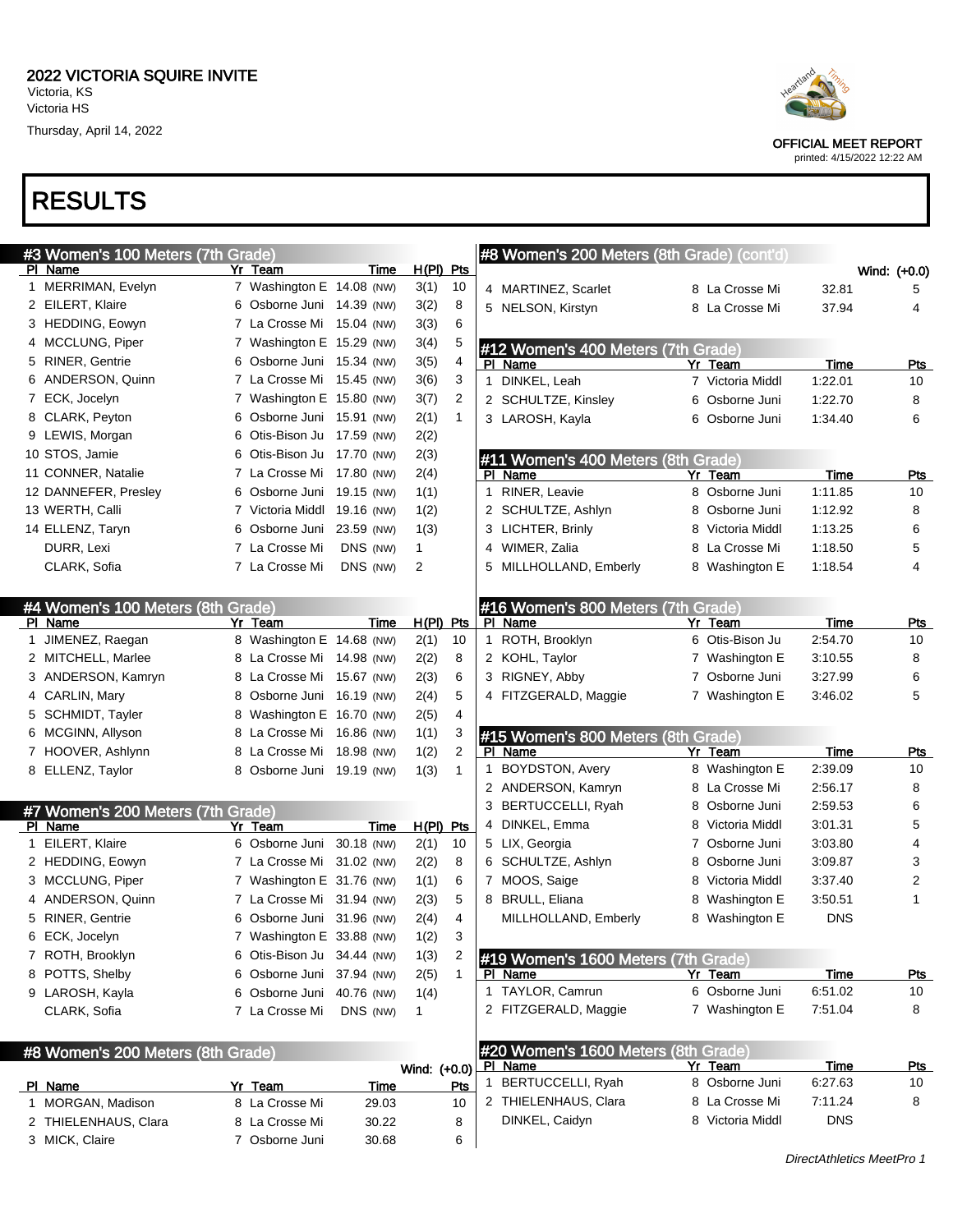# 2022 VICTORIA SQUIRE INVITE

Victoria, KS
Victoria HS
Thursday, April 14, 2022

OFFICIAL MEET REPORT
printed: 4/15/2022 12:22 AM

# RESULTS

## #3 Women's 100 Meters (7th Grade)

| Pl | Name | Yr | Team | Time | | H(Pl) | Pts |
|---|---|---|---|---|---|---|---|
| 1 | MERRIMAN, Evelyn | 7 | Washington E | 14.08 | (NW) | 3(1) | 10 |
| 2 | EILERT, Klaire | 6 | Osborne Juni | 14.39 | (NW) | 3(2) | 8 |
| 3 | HEDDING, Eowyn | 7 | La Crosse Mi | 15.04 | (NW) | 3(3) | 6 |
| 4 | MCCLUNG, Piper | 7 | Washington E | 15.29 | (NW) | 3(4) | 5 |
| 5 | RINER, Gentrie | 6 | Osborne Juni | 15.34 | (NW) | 3(5) | 4 |
| 6 | ANDERSON, Quinn | 7 | La Crosse Mi | 15.45 | (NW) | 3(6) | 3 |
| 7 | ECK, Jocelyn | 7 | Washington E | 15.80 | (NW) | 3(7) | 2 |
| 8 | CLARK, Peyton | 6 | Osborne Juni | 15.91 | (NW) | 2(1) | 1 |
| 9 | LEWIS, Morgan | 6 | Otis-Bison Ju | 17.59 | (NW) | 2(2) | |
| 10 | STOS, Jamie | 6 | Otis-Bison Ju | 17.70 | (NW) | 2(3) | |
| 11 | CONNER, Natalie | 7 | La Crosse Mi | 17.80 | (NW) | 2(4) | |
| 12 | DANNEFER, Presley | 6 | Osborne Juni | 19.15 | (NW) | 1(1) | |
| 13 | WERTH, Calli | 7 | Victoria Middl | 19.16 | (NW) | 1(2) | |
| 14 | ELLENZ, Taryn | 6 | Osborne Juni | 23.59 | (NW) | 1(3) | |
| | DURR, Lexi | 7 | La Crosse Mi | DNS | (NW) | 1 | |
| | CLARK, Sofia | 7 | La Crosse Mi | DNS | (NW) | 2 | |

## #4 Women's 100 Meters (8th Grade)

| Pl | Name | Yr | Team | Time | | H(Pl) | Pts |
|---|---|---|---|---|---|---|---|
| 1 | JIMENEZ, Raegan | 8 | Washington E | 14.68 | (NW) | 2(1) | 10 |
| 2 | MITCHELL, Marlee | 8 | La Crosse Mi | 14.98 | (NW) | 2(2) | 8 |
| 3 | ANDERSON, Kamryn | 8 | La Crosse Mi | 15.67 | (NW) | 2(3) | 6 |
| 4 | CARLIN, Mary | 8 | Osborne Juni | 16.19 | (NW) | 2(4) | 5 |
| 5 | SCHMIDT, Tayler | 8 | Washington E | 16.70 | (NW) | 2(5) | 4 |
| 6 | MCGINN, Allyson | 8 | La Crosse Mi | 16.86 | (NW) | 1(1) | 3 |
| 7 | HOOVER, Ashlynn | 8 | La Crosse Mi | 18.98 | (NW) | 1(2) | 2 |
| 8 | ELLENZ, Taylor | 8 | Osborne Juni | 19.19 | (NW) | 1(3) | 1 |

## #7 Women's 200 Meters (7th Grade)

| Pl | Name | Yr | Team | Time | | H(Pl) | Pts |
|---|---|---|---|---|---|---|---|
| 1 | EILERT, Klaire | 6 | Osborne Juni | 30.18 | (NW) | 2(1) | 10 |
| 2 | HEDDING, Eowyn | 7 | La Crosse Mi | 31.02 | (NW) | 2(2) | 8 |
| 3 | MCCLUNG, Piper | 7 | Washington E | 31.76 | (NW) | 1(1) | 6 |
| 4 | ANDERSON, Quinn | 7 | La Crosse Mi | 31.94 | (NW) | 2(3) | 5 |
| 5 | RINER, Gentrie | 6 | Osborne Juni | 31.96 | (NW) | 2(4) | 4 |
| 6 | ECK, Jocelyn | 7 | Washington E | 33.88 | (NW) | 1(2) | 3 |
| 7 | ROTH, Brooklyn | 6 | Otis-Bison Ju | 34.44 | (NW) | 1(3) | 2 |
| 8 | POTTS, Shelby | 6 | Osborne Juni | 37.94 | (NW) | 2(5) | 1 |
| 9 | LAROSH, Kayla | 6 | Osborne Juni | 40.76 | (NW) | 1(4) | |
| | CLARK, Sofia | 7 | La Crosse Mi | DNS | (NW) | 1 | |

## #8 Women's 200 Meters (8th Grade)

Wind: (+0.0)

| Pl | Name | Yr | Team | Time | Pts |
|---|---|---|---|---|---|
| 1 | MORGAN, Madison | 8 | La Crosse Mi | 29.03 | 10 |
| 2 | THIELENHAUS, Clara | 8 | La Crosse Mi | 30.22 | 8 |
| 3 | MICK, Claire | 7 | Osborne Juni | 30.68 | 6 |
| 4 | MARTINEZ, Scarlet | 8 | La Crosse Mi | 32.81 | 5 |
| 5 | NELSON, Kirstyn | 8 | La Crosse Mi | 37.94 | 4 |

## #12 Women's 400 Meters (7th Grade)

| Pl | Name | Yr | Team | Time | Pts |
|---|---|---|---|---|---|
| 1 | DINKEL, Leah | 7 | Victoria Middl | 1:22.01 | 10 |
| 2 | SCHULTZE, Kinsley | 6 | Osborne Juni | 1:22.70 | 8 |
| 3 | LAROSH, Kayla | 6 | Osborne Juni | 1:34.40 | 6 |

## #11 Women's 400 Meters (8th Grade)

| Pl | Name | Yr | Team | Time | Pts |
|---|---|---|---|---|---|
| 1 | RINER, Leavie | 8 | Osborne Juni | 1:11.85 | 10 |
| 2 | SCHULTZE, Ashlyn | 8 | Osborne Juni | 1:12.92 | 8 |
| 3 | LICHTER, Brinly | 8 | Victoria Middl | 1:13.25 | 6 |
| 4 | WIMER, Zalia | 8 | La Crosse Mi | 1:18.50 | 5 |
| 5 | MILLHOLLAND, Emberly | 8 | Washington E | 1:18.54 | 4 |

## #16 Women's 800 Meters (7th Grade)

| Pl | Name | Yr | Team | Time | Pts |
|---|---|---|---|---|---|
| 1 | ROTH, Brooklyn | 6 | Otis-Bison Ju | 2:54.70 | 10 |
| 2 | KOHL, Taylor | 7 | Washington E | 3:10.55 | 8 |
| 3 | RIGNEY, Abby | 7 | Osborne Juni | 3:27.99 | 6 |
| 4 | FITZGERALD, Maggie | 7 | Washington E | 3:46.02 | 5 |

## #15 Women's 800 Meters (8th Grade)

| Pl | Name | Yr | Team | Time | Pts |
|---|---|---|---|---|---|
| 1 | BOYDSTON, Avery | 8 | Washington E | 2:39.09 | 10 |
| 2 | ANDERSON, Kamryn | 8 | La Crosse Mi | 2:56.17 | 8 |
| 3 | BERTUCCELLI, Ryah | 8 | Osborne Juni | 2:59.53 | 6 |
| 4 | DINKEL, Emma | 8 | Victoria Middl | 3:01.31 | 5 |
| 5 | LIX, Georgia | 7 | Osborne Juni | 3:03.80 | 4 |
| 6 | SCHULTZE, Ashlyn | 8 | Osborne Juni | 3:09.87 | 3 |
| 7 | MOOS, Saige | 8 | Victoria Middl | 3:37.40 | 2 |
| 8 | BRULL, Eliana | 8 | Washington E | 3:50.51 | 1 |
| | MILLHOLLAND, Emberly | 8 | Washington E | DNS | |

## #19 Women's 1600 Meters (7th Grade)

| Pl | Name | Yr | Team | Time | Pts |
|---|---|---|---|---|---|
| 1 | TAYLOR, Camrun | 6 | Osborne Juni | 6:51.02 | 10 |
| 2 | FITZGERALD, Maggie | 7 | Washington E | 7:51.04 | 8 |

## #20 Women's 1600 Meters (8th Grade)

| Pl | Name | Yr | Team | Time | Pts |
|---|---|---|---|---|---|
| 1 | BERTUCCELLI, Ryah | 8 | Osborne Juni | 6:27.63 | 10 |
| 2 | THIELENHAUS, Clara | 8 | La Crosse Mi | 7:11.24 | 8 |
| | DINKEL, Caidyn | 8 | Victoria Middl | DNS | |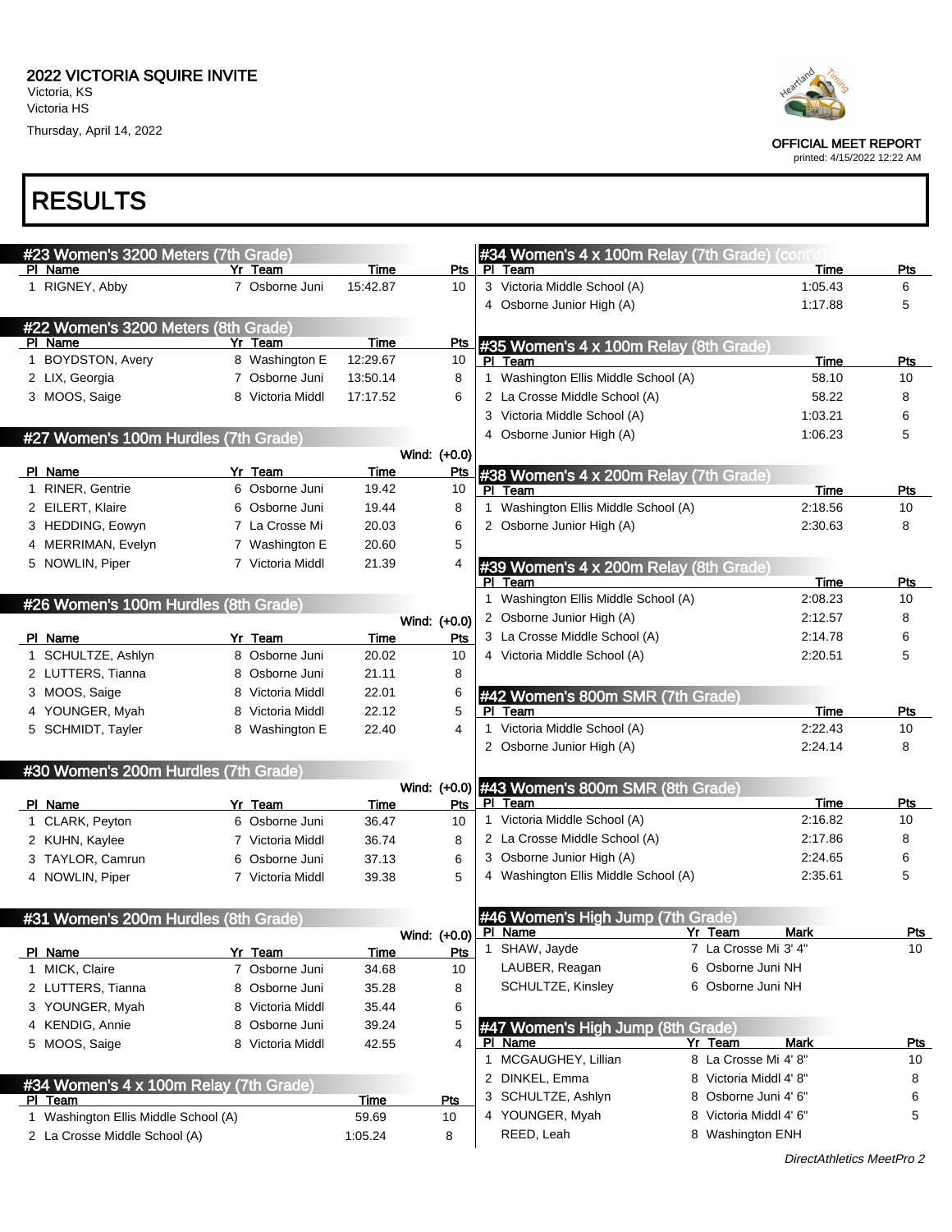2022 VICTORIA SQUIRE INVITE
Victoria, KS
Victoria HS
Thursday, April 14, 2022

OFFICIAL MEET REPORT
printed: 4/15/2022 12:22 AM

# RESULTS

## #23 Women's 3200 Meters (7th Grade)

| Pl | Name | Yr | Team | Time | Pts |
|---|---|---|---|---|---|
| 1 | RIGNEY, Abby | 7 | Osborne Juni | 15:42.87 | 10 |

## #22 Women's 3200 Meters (8th Grade)

| Pl | Name | Yr | Team | Time | Pts |
|---|---|---|---|---|---|
| 1 | BOYDSTON, Avery | 8 | Washington E | 12:29.67 | 10 |
| 2 | LIX, Georgia | 7 | Osborne Juni | 13:50.14 | 8 |
| 3 | MOOS, Saige | 8 | Victoria Middl | 17:17.52 | 6 |

## #27 Women's 100m Hurdles (7th Grade)

Wind: (+0.0)

| Pl | Name | Yr | Team | Time | Pts |
|---|---|---|---|---|---|
| 1 | RINER, Gentrie | 6 | Osborne Juni | 19.42 | 10 |
| 2 | EILERT, Klaire | 6 | Osborne Juni | 19.44 | 8 |
| 3 | HEDDING, Eowyn | 7 | La Crosse Mi | 20.03 | 6 |
| 4 | MERRIMAN, Evelyn | 7 | Washington E | 20.60 | 5 |
| 5 | NOWLIN, Piper | 7 | Victoria Middl | 21.39 | 4 |

## #26 Women's 100m Hurdles (8th Grade)

Wind: (+0.0)

| Pl | Name | Yr | Team | Time | Pts |
|---|---|---|---|---|---|
| 1 | SCHULTZE, Ashlyn | 8 | Osborne Juni | 20.02 | 10 |
| 2 | LUTTERS, Tianna | 8 | Osborne Juni | 21.11 | 8 |
| 3 | MOOS, Saige | 8 | Victoria Middl | 22.01 | 6 |
| 4 | YOUNGER, Myah | 8 | Victoria Middl | 22.12 | 5 |
| 5 | SCHMIDT, Tayler | 8 | Washington E | 22.40 | 4 |

## #30 Women's 200m Hurdles (7th Grade)

Wind: (+0.0)

| Pl | Name | Yr | Team | Time | Pts |
|---|---|---|---|---|---|
| 1 | CLARK, Peyton | 6 | Osborne Juni | 36.47 | 10 |
| 2 | KUHN, Kaylee | 7 | Victoria Middl | 36.74 | 8 |
| 3 | TAYLOR, Camrun | 6 | Osborne Juni | 37.13 | 6 |
| 4 | NOWLIN, Piper | 7 | Victoria Middl | 39.38 | 5 |

## #31 Women's 200m Hurdles (8th Grade)

Wind: (+0.0)

| Pl | Name | Yr | Team | Time | Pts |
|---|---|---|---|---|---|
| 1 | MICK, Claire | 7 | Osborne Juni | 34.68 | 10 |
| 2 | LUTTERS, Tianna | 8 | Osborne Juni | 35.28 | 8 |
| 3 | YOUNGER, Myah | 8 | Victoria Middl | 35.44 | 6 |
| 4 | KENDIG, Annie | 8 | Osborne Juni | 39.24 | 5 |
| 5 | MOOS, Saige | 8 | Victoria Middl | 42.55 | 4 |

## #34 Women's 4 x 100m Relay (7th Grade)

| Pl | Team | Time | Pts |
|---|---|---|---|
| 1 | Washington Ellis Middle School (A) | 59.69 | 10 |
| 2 | La Crosse Middle School (A) | 1:05.24 | 8 |
| 3 | Victoria Middle School (A) | 1:05.43 | 6 |
| 4 | Osborne Junior High (A) | 1:17.88 | 5 |

## #35 Women's 4 x 100m Relay (8th Grade)

| Pl | Team | Time | Pts |
|---|---|---|---|
| 1 | Washington Ellis Middle School (A) | 58.10 | 10 |
| 2 | La Crosse Middle School (A) | 58.22 | 8 |
| 3 | Victoria Middle School (A) | 1:03.21 | 6 |
| 4 | Osborne Junior High (A) | 1:06.23 | 5 |

## #38 Women's 4 x 200m Relay (7th Grade)

| Pl | Team | Time | Pts |
|---|---|---|---|
| 1 | Washington Ellis Middle School (A) | 2:18.56 | 10 |
| 2 | Osborne Junior High (A) | 2:30.63 | 8 |

## #39 Women's 4 x 200m Relay (8th Grade)

| Pl | Team | Time | Pts |
|---|---|---|---|
| 1 | Washington Ellis Middle School (A) | 2:08.23 | 10 |
| 2 | Osborne Junior High (A) | 2:12.57 | 8 |
| 3 | La Crosse Middle School (A) | 2:14.78 | 6 |
| 4 | Victoria Middle School (A) | 2:20.51 | 5 |

## #42 Women's 800m SMR (7th Grade)

| Pl | Team | Time | Pts |
|---|---|---|---|
| 1 | Victoria Middle School (A) | 2:22.43 | 10 |
| 2 | Osborne Junior High (A) | 2:24.14 | 8 |

## #43 Women's 800m SMR (8th Grade)

| Pl | Team | Time | Pts |
|---|---|---|---|
| 1 | Victoria Middle School (A) | 2:16.82 | 10 |
| 2 | La Crosse Middle School (A) | 2:17.86 | 8 |
| 3 | Osborne Junior High (A) | 2:24.65 | 6 |
| 4 | Washington Ellis Middle School (A) | 2:35.61 | 5 |

## #46 Women's High Jump (7th Grade)

| Pl | Name | Yr | Team | Mark | Pts |
|---|---|---|---|---|---|
| 1 | SHAW, Jayde | 7 | La Crosse Mi | 3' 4" | 10 |
| | LAUBER, Reagan | 6 | Osborne Juni | NH | |
| | SCHULTZE, Kinsley | 6 | Osborne Juni | NH | |

## #47 Women's High Jump (8th Grade)

| Pl | Name | Yr | Team | Mark | Pts |
|---|---|---|---|---|---|
| 1 | MCGAUGHEY, Lillian | 8 | La Crosse Mi | 4' 8" | 10 |
| 2 | DINKEL, Emma | 8 | Victoria Middl | 4' 8" | 8 |
| 3 | SCHULTZE, Ashlyn | 8 | Osborne Juni | 4' 6" | 6 |
| 4 | YOUNGER, Myah | 8 | Victoria Middl | 4' 6" | 5 |
| | REED, Leah | 8 | Washington E | NH | |

DirectAthletics MeetPro 2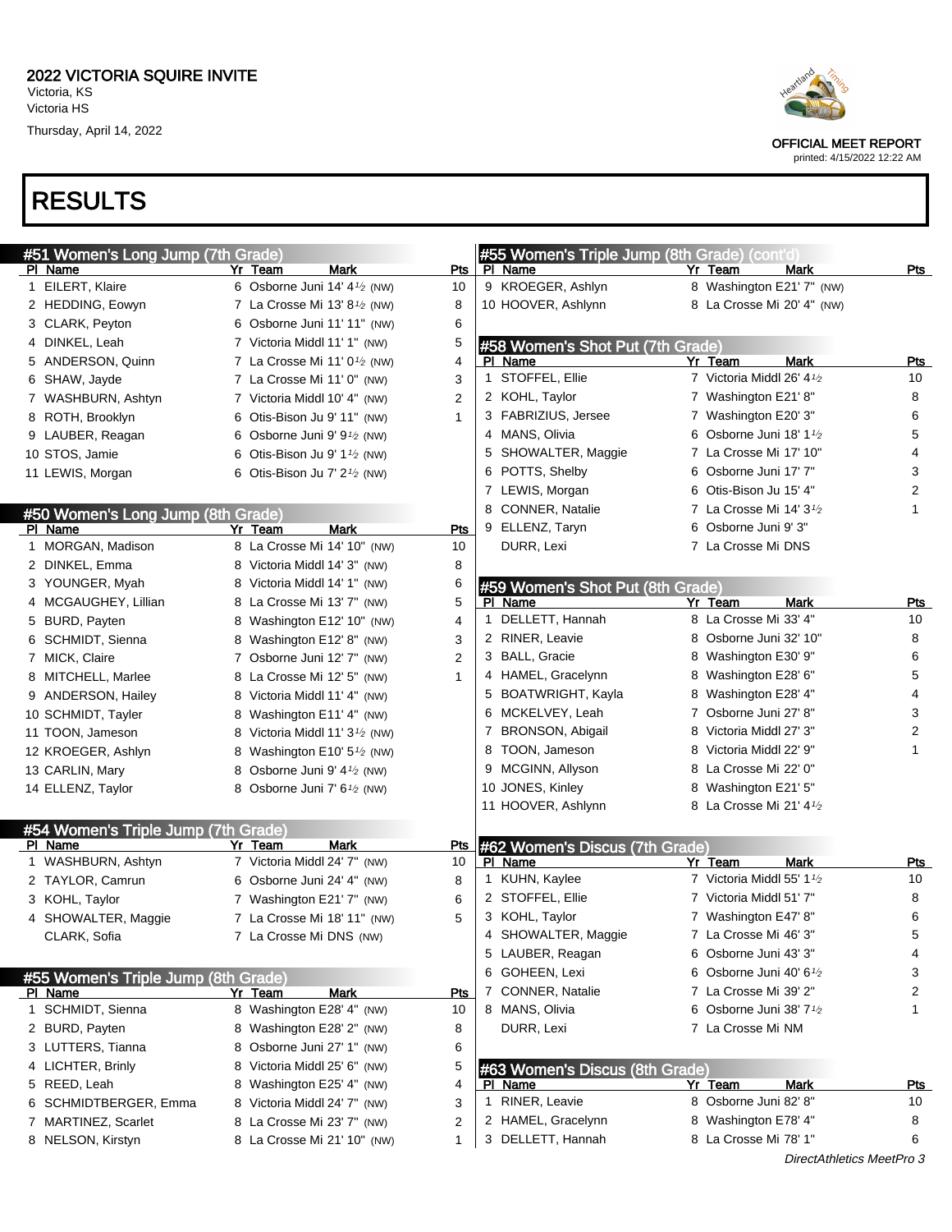# 2022 VICTORIA SQUIRE INVITE

Victoria, KS
Victoria HS
Thursday, April 14, 2022

OFFICIAL MEET REPORT
printed: 4/15/2022 12:22 AM

# RESULTS

## #51 Women's Long Jump (7th Grade)

| Pl | Name | Yr | Team | Mark | Pts |
|---|---|---|---|---|---|
| 1 | EILERT, Klaire | 6 | Osborne Juni | 14' 4½ (NW) | 10 |
| 2 | HEDDING, Eowyn | 7 | La Crosse Mi | 13' 8½ (NW) | 8 |
| 3 | CLARK, Peyton | 6 | Osborne Juni | 11' 11" (NW) | 6 |
| 4 | DINKEL, Leah | 7 | Victoria Middl | 11' 1" (NW) | 5 |
| 5 | ANDERSON, Quinn | 7 | La Crosse Mi | 11' 0½ (NW) | 4 |
| 6 | SHAW, Jayde | 7 | La Crosse Mi | 11' 0" (NW) | 3 |
| 7 | WASHBURN, Ashtyn | 7 | Victoria Middl | 10' 4" (NW) | 2 |
| 8 | ROTH, Brooklyn | 6 | Otis-Bison Ju | 9' 11" (NW) | 1 |
| 9 | LAUBER, Reagan | 6 | Osborne Juni | 9' 9½ (NW) | |
| 10 | STOS, Jamie | 6 | Otis-Bison Ju | 9' 1½ (NW) | |
| 11 | LEWIS, Morgan | 6 | Otis-Bison Ju | 7' 2½ (NW) | |

## #50 Women's Long Jump (8th Grade)

| Pl | Name | Yr | Team | Mark | Pts |
|---|---|---|---|---|---|
| 1 | MORGAN, Madison | 8 | La Crosse Mi | 14' 10" (NW) | 10 |
| 2 | DINKEL, Emma | 8 | Victoria Middl | 14' 3" (NW) | 8 |
| 3 | YOUNGER, Myah | 8 | Victoria Middl | 14' 1" (NW) | 6 |
| 4 | MCGAUGHEY, Lillian | 8 | La Crosse Mi | 13' 7" (NW) | 5 |
| 5 | BURD, Payten | 8 | Washington E | 12' 10" (NW) | 4 |
| 6 | SCHMIDT, Sienna | 8 | Washington E | 12' 8" (NW) | 3 |
| 7 | MICK, Claire | 7 | Osborne Juni | 12' 7" (NW) | 2 |
| 8 | MITCHELL, Marlee | 8 | La Crosse Mi | 12' 5" (NW) | 1 |
| 9 | ANDERSON, Hailey | 8 | Victoria Middl | 11' 4" (NW) | |
| 10 | SCHMIDT, Tayler | 8 | Washington E | 11' 4" (NW) | |
| 11 | TOON, Jameson | 8 | Victoria Middl | 11' 3½ (NW) | |
| 12 | KROEGER, Ashlyn | 8 | Washington E | 10' 5½ (NW) | |
| 13 | CARLIN, Mary | 8 | Osborne Juni | 9' 4½ (NW) | |
| 14 | ELLENZ, Taylor | 8 | Osborne Juni | 7' 6½ (NW) | |

## #54 Women's Triple Jump (7th Grade)

| Pl | Name | Yr | Team | Mark | Pts |
|---|---|---|---|---|---|
| 1 | WASHBURN, Ashtyn | 7 | Victoria Middl | 24' 7" (NW) | 10 |
| 2 | TAYLOR, Camrun | 6 | Osborne Juni | 24' 4" (NW) | 8 |
| 3 | KOHL, Taylor | 7 | Washington E | 21' 7" (NW) | 6 |
| 4 | SHOWALTER, Maggie | 7 | La Crosse Mi | 18' 11" (NW) | 5 |
| | CLARK, Sofia | 7 | La Crosse Mi | DNS (NW) | |

## #55 Women's Triple Jump (8th Grade)

| Pl | Name | Yr | Team | Mark | Pts |
|---|---|---|---|---|---|
| 1 | SCHMIDT, Sienna | 8 | Washington E | 28' 4" (NW) | 10 |
| 2 | BURD, Payten | 8 | Washington E | 28' 2" (NW) | 8 |
| 3 | LUTTERS, Tianna | 8 | Osborne Juni | 27' 1" (NW) | 6 |
| 4 | LICHTER, Brinly | 8 | Victoria Middl | 25' 6" (NW) | 5 |
| 5 | REED, Leah | 8 | Washington E | 25' 4" (NW) | 4 |
| 6 | SCHMIDTBERGER, Emma | 8 | Victoria Middl | 24' 7" (NW) | 3 |
| 7 | MARTINEZ, Scarlet | 8 | La Crosse Mi | 23' 7" (NW) | 2 |
| 8 | NELSON, Kirstyn | 8 | La Crosse Mi | 21' 10" (NW) | 1 |
| 9 | KROEGER, Ashlyn | 8 | Washington E | 21' 7" (NW) | |
| 10 | HOOVER, Ashlynn | 8 | La Crosse Mi | 20' 4" (NW) | |

## #58 Women's Shot Put (7th Grade)

| Pl | Name | Yr | Team | Mark | Pts |
|---|---|---|---|---|---|
| 1 | STOFFEL, Ellie | 7 | Victoria Middl | 26' 4½ | 10 |
| 2 | KOHL, Taylor | 7 | Washington E | 21' 8" | 8 |
| 3 | FABRIZIUS, Jersee | 7 | Washington E | 20' 3" | 6 |
| 4 | MANS, Olivia | 6 | Osborne Juni | 18' 1½ | 5 |
| 5 | SHOWALTER, Maggie | 7 | La Crosse Mi | 17' 10" | 4 |
| 6 | POTTS, Shelby | 6 | Osborne Juni | 17' 7" | 3 |
| 7 | LEWIS, Morgan | 6 | Otis-Bison Ju | 15' 4" | 2 |
| 8 | CONNER, Natalie | 7 | La Crosse Mi | 14' 3½ | 1 |
| 9 | ELLENZ, Taryn | 6 | Osborne Juni | 9' 3" | |
| | DURR, Lexi | 7 | La Crosse Mi | DNS | |

## #59 Women's Shot Put (8th Grade)

| Pl | Name | Yr | Team | Mark | Pts |
|---|---|---|---|---|---|
| 1 | DELLETT, Hannah | 8 | La Crosse Mi | 33' 4" | 10 |
| 2 | RINER, Leavie | 8 | Osborne Juni | 32' 10" | 8 |
| 3 | BALL, Gracie | 8 | Washington E | 30' 9" | 6 |
| 4 | HAMEL, Gracelynn | 8 | Washington E | 28' 6" | 5 |
| 5 | BOATWRIGHT, Kayla | 8 | Washington E | 28' 4" | 4 |
| 6 | MCKELVEY, Leah | 7 | Osborne Juni | 27' 8" | 3 |
| 7 | BRONSON, Abigail | 8 | Victoria Middl | 27' 3" | 2 |
| 8 | TOON, Jameson | 8 | Victoria Middl | 22' 9" | 1 |
| 9 | MCGINN, Allyson | 8 | La Crosse Mi | 22' 0" | |
| 10 | JONES, Kinley | 8 | Washington E | 21' 5" | |
| 11 | HOOVER, Ashlynn | 8 | La Crosse Mi | 21' 4½ | |

## #62 Women's Discus (7th Grade)

| Pl | Name | Yr | Team | Mark | Pts |
|---|---|---|---|---|---|
| 1 | KUHN, Kaylee | 7 | Victoria Middl | 55' 1½ | 10 |
| 2 | STOFFEL, Ellie | 7 | Victoria Middl | 51' 7" | 8 |
| 3 | KOHL, Taylor | 7 | Washington E | 47' 8" | 6 |
| 4 | SHOWALTER, Maggie | 7 | La Crosse Mi | 46' 3" | 5 |
| 5 | LAUBER, Reagan | 6 | Osborne Juni | 43' 3" | 4 |
| 6 | GOEHEEN, Lexi | 6 | Osborne Juni | 40' 6½ | 3 |
| 7 | CONNER, Natalie | 7 | La Crosse Mi | 39' 2" | 2 |
| 8 | MANS, Olivia | 6 | Osborne Juni | 38' 7½ | 1 |
| | DURR, Lexi | 7 | La Crosse Mi | NM | |

## #63 Women's Discus (8th Grade)

| Pl | Name | Yr | Team | Mark | Pts |
|---|---|---|---|---|---|
| 1 | RINER, Leavie | 8 | Osborne Juni | 82' 8" | 10 |
| 2 | HAMEL, Gracelynn | 8 | Washington E | 78' 4" | 8 |
| 3 | DELLETT, Hannah | 8 | La Crosse Mi | 78' 1" | 6 |

*DirectAthletics MeetPro 3*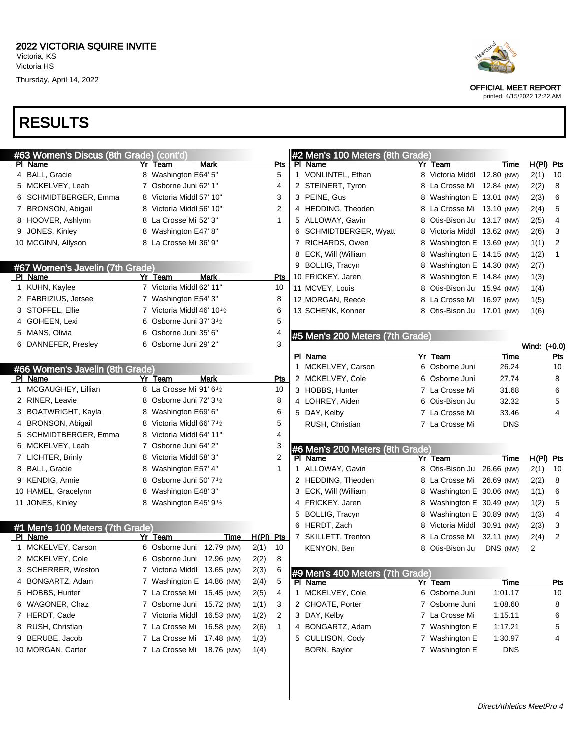## 2022 VICTORIA SQUIRE INVITE

Victoria, KS
Victoria HS
Thursday, April 14, 2022

OFFICIAL MEET REPORT
printed: 4/15/2022 12:22 AM

# RESULTS

### #63 Women's Discus (8th Grade) (cont'd)

| Pl | Name | Yr | Team | Mark | Pts |
|---|---|---|---|---|---|
| 4 | BALL, Gracie | 8 | Washington E | 64' 5" | 5 |
| 5 | MCKELVEY, Leah | 7 | Osborne Juni | 62' 1" | 4 |
| 6 | SCHMIDTBERGER, Emma | 8 | Victoria Middl | 57' 10" | 3 |
| 7 | BRONSON, Abigail | 8 | Victoria Middl | 56' 10" | 2 |
| 8 | HOOVER, Ashlynn | 8 | La Crosse Mi | 52' 3" | 1 |
| 9 | JONES, Kinley | 8 | Washington E | 47' 8" | |
| 10 | MCGINN, Allyson | 8 | La Crosse Mi | 36' 9" | |

### #67 Women's Javelin (7th Grade)

| Pl | Name | Yr | Team | Mark | Pts |
|---|---|---|---|---|---|
| 1 | KUHN, Kaylee | 7 | Victoria Middl | 62' 11" | 10 |
| 2 | FABRIZIUS, Jersee | 7 | Washington E | 54' 3" | 8 |
| 3 | STOFFEL, Ellie | 7 | Victoria Middl | 46' 10½ | 6 |
| 4 | GOHEEN, Lexi | 6 | Osborne Juni | 37' 3½ | 5 |
| 5 | MANS, Olivia | 6 | Osborne Juni | 35' 6" | 4 |
| 6 | DANNEFER, Presley | 6 | Osborne Juni | 29' 2" | 3 |

### #66 Women's Javelin (8th Grade)

| Pl | Name | Yr | Team | Mark | Pts |
|---|---|---|---|---|---|
| 1 | MCGAUGHEY, Lillian | 8 | La Crosse Mi | 91' 6½ | 10 |
| 2 | RINER, Leavie | 8 | Osborne Juni | 72' 3½ | 8 |
| 3 | BOATWRIGHT, Kayla | 8 | Washington E | 69' 6" | 6 |
| 4 | BRONSON, Abigail | 8 | Victoria Middl | 66' 7½ | 5 |
| 5 | SCHMIDTBERGER, Emma | 8 | Victoria Middl | 64' 11" | 4 |
| 6 | MCKELVEY, Leah | 7 | Osborne Juni | 64' 2" | 3 |
| 7 | LICHTER, Brinly | 8 | Victoria Middl | 58' 3" | 2 |
| 8 | BALL, Gracie | 8 | Washington E | 57' 4" | 1 |
| 9 | KENDIG, Annie | 8 | Osborne Juni | 50' 7½ | |
| 10 | HAMEL, Gracelynn | 8 | Washington E | 48' 3" | |
| 11 | JONES, Kinley | 8 | Washington E | 45' 9½ | |

### #1 Men's 100 Meters (7th Grade)

| Pl | Name | Yr | Team | Time | H(Pl) | Pts |
|---|---|---|---|---|---|---|
| 1 | MCKELVEY, Carson | 6 | Osborne Juni | 12.79 (NW) | 2(1) | 10 |
| 2 | MCKELVEY, Cole | 6 | Osborne Juni | 12.96 (NW) | 2(2) | 8 |
| 3 | SCHERRER, Weston | 7 | Victoria Middl | 13.65 (NW) | 2(3) | 6 |
| 4 | BONGARTZ, Adam | 7 | Washington E | 14.86 (NW) | 2(4) | 5 |
| 5 | HOBBS, Hunter | 7 | La Crosse Mi | 15.45 (NW) | 2(5) | 4 |
| 6 | WAGONER, Chaz | 7 | Osborne Juni | 15.72 (NW) | 1(1) | 3 |
| 7 | HERDT, Cade | 7 | Victoria Middl | 16.53 (NW) | 1(2) | 2 |
| 8 | RUSH, Christian | 7 | La Crosse Mi | 16.58 (NW) | 2(6) | 1 |
| 9 | BERUBE, Jacob | 7 | La Crosse Mi | 17.48 (NW) | 1(3) | |
| 10 | MORGAN, Carter | 7 | La Crosse Mi | 18.76 (NW) | 1(4) | |

### #2 Men's 100 Meters (8th Grade)

| Pl | Name | Yr | Team | Time | H(Pl) | Pts |
|---|---|---|---|---|---|---|
| 1 | VONLINTEL, Ethan | 8 | Victoria Middl | 12.80 (NW) | 2(1) | 10 |
| 2 | STEINERT, Tyron | 8 | La Crosse Mi | 12.84 (NW) | 2(2) | 8 |
| 3 | PEINE, Gus | 8 | Washington E | 13.01 (NW) | 2(3) | 6 |
| 4 | HEDDING, Theoden | 8 | La Crosse Mi | 13.10 (NW) | 2(4) | 5 |
| 5 | ALLOWAY, Gavin | 8 | Otis-Bison Ju | 13.17 (NW) | 2(5) | 4 |
| 6 | SCHMIDTBERGER, Wyatt | 8 | Victoria Middl | 13.62 (NW) | 2(6) | 3 |
| 7 | RICHARDS, Owen | 8 | Washington E | 13.69 (NW) | 1(1) | 2 |
| 8 | ECK, Will (William | 8 | Washington E | 14.15 (NW) | 1(2) | 1 |
| 9 | BOLLIG, Tracyn | 8 | Washington E | 14.30 (NW) | 2(7) | |
| 10 | FRICKEY, Jaren | 8 | Washington E | 14.84 (NW) | 1(3) | |
| 11 | MCVEY, Louis | 8 | Otis-Bison Ju | 15.94 (NW) | 1(4) | |
| 12 | MORGAN, Reece | 8 | La Crosse Mi | 16.97 (NW) | 1(5) | |
| 13 | SCHENK, Konner | 8 | Otis-Bison Ju | 17.01 (NW) | 1(6) | |

### #5 Men's 200 Meters (7th Grade)

Wind: (+0.0)

| Pl | Name | Yr | Team | Time | Pts |
|---|---|---|---|---|---|
| 1 | MCKELVEY, Carson | 6 | Osborne Juni | 26.24 | 10 |
| 2 | MCKELVEY, Cole | 6 | Osborne Juni | 27.74 | 8 |
| 3 | HOBBS, Hunter | 7 | La Crosse Mi | 31.68 | 6 |
| 4 | LOHREY, Aiden | 6 | Otis-Bison Ju | 32.32 | 5 |
| 5 | DAY, Kelby | 7 | La Crosse Mi | 33.46 | 4 |
| | RUSH, Christian | 7 | La Crosse Mi | DNS | |

### #6 Men's 200 Meters (8th Grade)

| Pl | Name | Yr | Team | Time | H(Pl) | Pts |
|---|---|---|---|---|---|---|
| 1 | ALLOWAY, Gavin | 8 | Otis-Bison Ju | 26.66 (NW) | 2(1) | 10 |
| 2 | HEDDING, Theoden | 8 | La Crosse Mi | 26.69 (NW) | 2(2) | 8 |
| 3 | ECK, Will (William | 8 | Washington E | 30.06 (NW) | 1(1) | 6 |
| 4 | FRICKEY, Jaren | 8 | Washington E | 30.49 (NW) | 1(2) | 5 |
| 5 | BOLLIG, Tracyn | 8 | Washington E | 30.89 (NW) | 1(3) | 4 |
| 6 | HERDT, Zach | 8 | Victoria Middl | 30.91 (NW) | 2(3) | 3 |
| 7 | SKILLETT, Trenton | 8 | La Crosse Mi | 32.11 (NW) | 2(4) | 2 |
| | KENYON, Ben | 8 | Otis-Bison Ju | DNS (NW) | 2 | |

### #9 Men's 400 Meters (7th Grade)

| Pl | Name | Yr | Team | Time | Pts |
|---|---|---|---|---|---|
| 1 | MCKELVEY, Cole | 6 | Osborne Juni | 1:01.17 | 10 |
| 2 | CHOATE, Porter | 7 | Osborne Juni | 1:08.60 | 8 |
| 3 | DAY, Kelby | 7 | La Crosse Mi | 1:15.11 | 6 |
| 4 | BONGARTZ, Adam | 7 | Washington E | 1:17.21 | 5 |
| 5 | CULLISON, Cody | 7 | Washington E | 1:30.97 | 4 |
| | BORN, Baylor | 7 | Washington E | DNS | |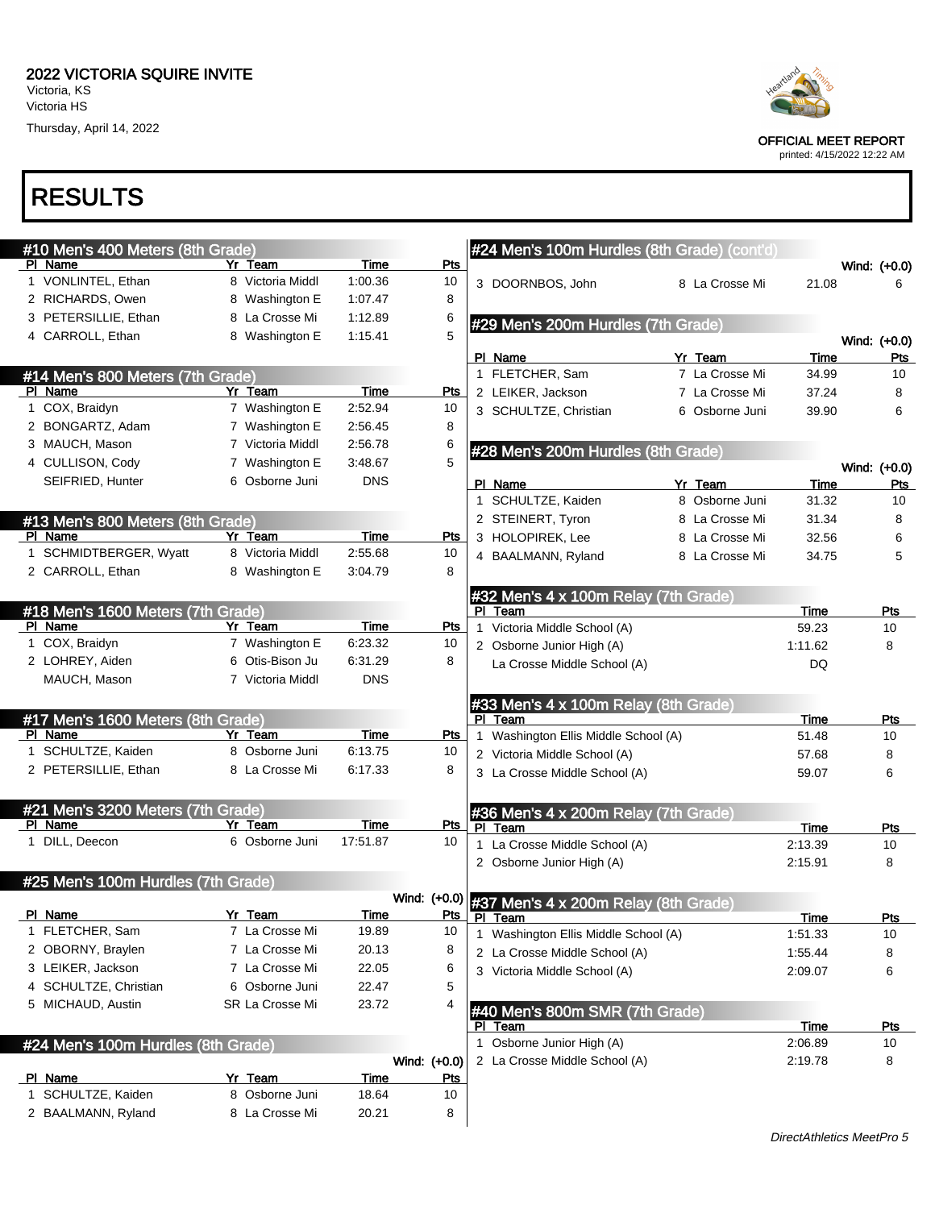# 2022 VICTORIA SQUIRE INVITE

Victoria, KS
Victoria HS
Thursday, April 14, 2022

OFFICIAL MEET REPORT
printed: 4/15/2022 12:22 AM

# RESULTS

## #10 Men's 400 Meters (8th Grade)

| Pl | Name | Yr | Team | Time | Pts |
|---|---|---|---|---|---|
| 1 | VONLINTEL, Ethan | 8 | Victoria Middl | 1:00.36 | 10 |
| 2 | RICHARDS, Owen | 8 | Washington E | 1:07.47 | 8 |
| 3 | PETERSILLIE, Ethan | 8 | La Crosse Mi | 1:12.89 | 6 |
| 4 | CARROLL, Ethan | 8 | Washington E | 1:15.41 | 5 |

## #14 Men's 800 Meters (7th Grade)

| Pl | Name | Yr | Team | Time | Pts |
|---|---|---|---|---|---|
| 1 | COX, Braidyn | 7 | Washington E | 2:52.94 | 10 |
| 2 | BONGARTZ, Adam | 7 | Washington E | 2:56.45 | 8 |
| 3 | MAUCH, Mason | 7 | Victoria Middl | 2:56.78 | 6 |
| 4 | CULLISON, Cody | 7 | Washington E | 3:48.67 | 5 |
| | SEIFRIED, Hunter | 6 | Osborne Juni | DNS | |

## #13 Men's 800 Meters (8th Grade)

| Pl | Name | Yr | Team | Time | Pts |
|---|---|---|---|---|---|
| 1 | SCHMIDTBERGER, Wyatt | 8 | Victoria Middl | 2:55.68 | 10 |
| 2 | CARROLL, Ethan | 8 | Washington E | 3:04.79 | 8 |

## #18 Men's 1600 Meters (7th Grade)

| Pl | Name | Yr | Team | Time | Pts |
|---|---|---|---|---|---|
| 1 | COX, Braidyn | 7 | Washington E | 6:23.32 | 10 |
| 2 | LOHREY, Aiden | 6 | Otis-Bison Ju | 6:31.29 | 8 |
| | MAUCH, Mason | 7 | Victoria Middl | DNS | |

## #17 Men's 1600 Meters (8th Grade)

| Pl | Name | Yr | Team | Time | Pts |
|---|---|---|---|---|---|
| 1 | SCHULTZE, Kaiden | 8 | Osborne Juni | 6:13.75 | 10 |
| 2 | PETERSILLIE, Ethan | 8 | La Crosse Mi | 6:17.33 | 8 |

## #21 Men's 3200 Meters (7th Grade)

| Pl | Name | Yr | Team | Time | Pts |
|---|---|---|---|---|---|
| 1 | DILL, Deecon | 6 | Osborne Juni | 17:51.87 | 10 |

## #25 Men's 100m Hurdles (7th Grade)

Wind: (+0.0)

| Pl | Name | Yr | Team | Time | Pts |
|---|---|---|---|---|---|
| 1 | FLETCHER, Sam | 7 | La Crosse Mi | 19.89 | 10 |
| 2 | OBORNY, Braylen | 7 | La Crosse Mi | 20.13 | 8 |
| 3 | LEIKER, Jackson | 7 | La Crosse Mi | 22.05 | 6 |
| 4 | SCHULTZE, Christian | 6 | Osborne Juni | 22.47 | 5 |
| 5 | MICHAUD, Austin | SR | La Crosse Mi | 23.72 | 4 |

## #24 Men's 100m Hurdles (8th Grade)

Wind: (+0.0)

| Pl | Name | Yr | Team | Time | Pts |
|---|---|---|---|---|---|
| 1 | SCHULTZE, Kaiden | 8 | Osborne Juni | 18.64 | 10 |
| 2 | BAALMANN, Ryland | 8 | La Crosse Mi | 20.21 | 8 |
| 3 | DOORNBOS, John | 8 | La Crosse Mi | 21.08 | 6 |

## #29 Men's 200m Hurdles (7th Grade)

Wind: (+0.0)

| Pl | Name | Yr | Team | Time | Pts |
|---|---|---|---|---|---|
| 1 | FLETCHER, Sam | 7 | La Crosse Mi | 34.99 | 10 |
| 2 | LEIKER, Jackson | 7 | La Crosse Mi | 37.24 | 8 |
| 3 | SCHULTZE, Christian | 6 | Osborne Juni | 39.90 | 6 |

## #28 Men's 200m Hurdles (8th Grade)

Wind: (+0.0)

| Pl | Name | Yr | Team | Time | Pts |
|---|---|---|---|---|---|
| 1 | SCHULTZE, Kaiden | 8 | Osborne Juni | 31.32 | 10 |
| 2 | STEINERT, Tyron | 8 | La Crosse Mi | 31.34 | 8 |
| 3 | HOLOPIREK, Lee | 8 | La Crosse Mi | 32.56 | 6 |
| 4 | BAALMANN, Ryland | 8 | La Crosse Mi | 34.75 | 5 |

## #32 Men's 4 x 100m Relay (7th Grade)

| Pl | Team | Time | Pts |
|---|---|---|---|
| 1 | Victoria Middle School (A) | 59.23 | 10 |
| 2 | Osborne Junior High (A) | 1:11.62 | 8 |
| | La Crosse Middle School (A) | DQ | |

## #33 Men's 4 x 100m Relay (8th Grade)

| Pl | Team | Time | Pts |
|---|---|---|---|
| 1 | Washington Ellis Middle School (A) | 51.48 | 10 |
| 2 | Victoria Middle School (A) | 57.68 | 8 |
| 3 | La Crosse Middle School (A) | 59.07 | 6 |

## #36 Men's 4 x 200m Relay (7th Grade)

| Pl | Team | Time | Pts |
|---|---|---|---|
| 1 | La Crosse Middle School (A) | 2:13.39 | 10 |
| 2 | Osborne Junior High (A) | 2:15.91 | 8 |

## #37 Men's 4 x 200m Relay (8th Grade)

| Pl | Team | Time | Pts |
|---|---|---|---|
| 1 | Washington Ellis Middle School (A) | 1:51.33 | 10 |
| 2 | La Crosse Middle School (A) | 1:55.44 | 8 |
| 3 | Victoria Middle School (A) | 2:09.07 | 6 |

## #40 Men's 800m SMR (7th Grade)

| Pl | Team | Time | Pts |
|---|---|---|---|
| 1 | Osborne Junior High (A) | 2:06.89 | 10 |
| 2 | La Crosse Middle School (A) | 2:19.78 | 8 |

*DirectAthletics MeetPro 5*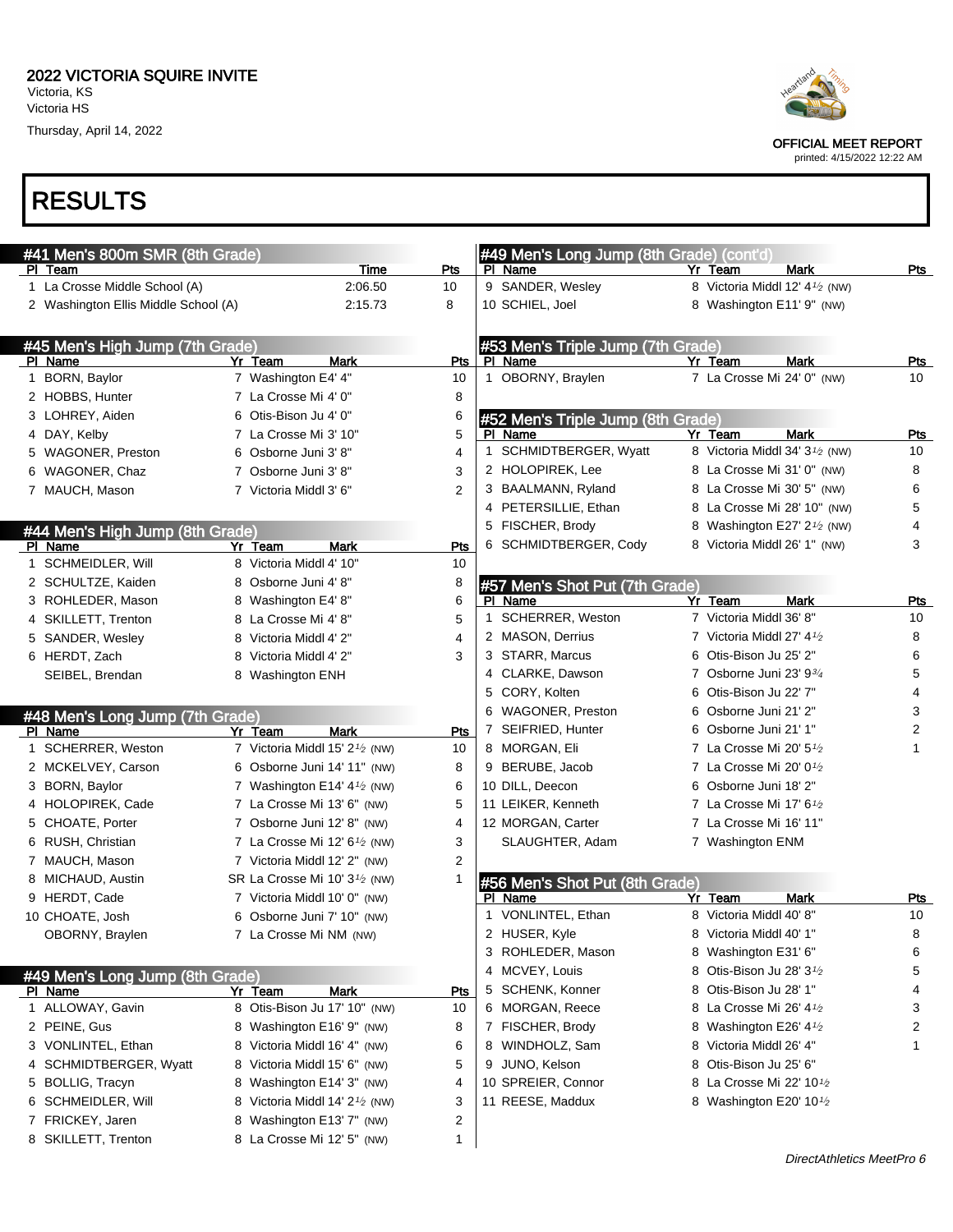## 2022 VICTORIA SQUIRE INVITE

Victoria, KS
Victoria HS
Thursday, April 14, 2022

OFFICIAL MEET REPORT
printed: 4/15/2022 12:22 AM

# RESULTS

### #41 Men's 800m SMR (8th Grade)

| Pl | Team | Time | Pts |
|---|---|---|---|
| 1 | La Crosse Middle School (A) | 2:06.50 | 10 |
| 2 | Washington Ellis Middle School (A) | 2:15.73 | 8 |

### #45 Men's High Jump (7th Grade)

| Pl | Name | Yr | Team | Mark | Pts |
|---|---|---|---|---|---|
| 1 | BORN, Baylor | 7 | Washington E | 4' 4" | 10 |
| 2 | HOBBS, Hunter | 7 | La Crosse Mi | 4' 0" | 8 |
| 3 | LOHREY, Aiden | 6 | Otis-Bison Ju | 4' 0" | 6 |
| 4 | DAY, Kelby | 7 | La Crosse Mi | 3' 10" | 5 |
| 5 | WAGONER, Preston | 6 | Osborne Juni | 3' 8" | 4 |
| 6 | WAGONER, Chaz | 7 | Osborne Juni | 3' 8" | 3 |
| 7 | MAUCH, Mason | 7 | Victoria Middl | 3' 6" | 2 |

### #44 Men's High Jump (8th Grade)

| Pl | Name | Yr | Team | Mark | Pts |
|---|---|---|---|---|---|
| 1 | SCHMEIDLER, Will | 8 | Victoria Middl | 4' 10" | 10 |
| 2 | SCHULTZE, Kaiden | 8 | Osborne Juni | 4' 8" | 8 |
| 3 | ROHLEDER, Mason | 8 | Washington E | 4' 8" | 6 |
| 4 | SKILLETT, Trenton | 8 | La Crosse Mi | 4' 8" | 5 |
| 5 | SANDER, Wesley | 8 | Victoria Middl | 4' 2" | 4 |
| 6 | HERDT, Zach | 8 | Victoria Middl | 4' 2" | 3 |
| | SEIBEL, Brendan | 8 | Washington E | NH | |

### #48 Men's Long Jump (7th Grade)

| Pl | Name | Yr | Team | Mark | Pts |
|---|---|---|---|---|---|
| 1 | SCHERRER, Weston | 7 | Victoria Middl | 15' 2½ (NW) | 10 |
| 2 | MCKELVEY, Carson | 6 | Osborne Juni | 14' 11" (NW) | 8 |
| 3 | BORN, Baylor | 7 | Washington E | 14' 4½ (NW) | 6 |
| 4 | HOLOPIREK, Cade | 7 | La Crosse Mi | 13' 6" (NW) | 5 |
| 5 | CHOATE, Porter | 7 | Osborne Juni | 12' 8" (NW) | 4 |
| 6 | RUSH, Christian | 7 | La Crosse Mi | 12' 6½ (NW) | 3 |
| 7 | MAUCH, Mason | 7 | Victoria Middl | 12' 2" (NW) | 2 |
| 8 | MICHAUD, Austin | SR | La Crosse Mi | 10' 3½ (NW) | 1 |
| 9 | HERDT, Cade | 7 | Victoria Middl | 10' 0" (NW) | |
| 10 | CHOATE, Josh | 6 | Osborne Juni | 7' 10" (NW) | |
| | OBORNY, Braylen | 7 | La Crosse Mi | NM (NW) | |

### #49 Men's Long Jump (8th Grade)

| Pl | Name | Yr | Team | Mark | Pts |
|---|---|---|---|---|---|
| 1 | ALLOWAY, Gavin | 8 | Otis-Bison Ju | 17' 10" (NW) | 10 |
| 2 | PEINE, Gus | 8 | Washington E | 16' 9" (NW) | 8 |
| 3 | VONLINTEL, Ethan | 8 | Victoria Middl | 16' 4" (NW) | 6 |
| 4 | SCHMIDTBERGER, Wyatt | 8 | Victoria Middl | 15' 6" (NW) | 5 |
| 5 | BOLLIG, Tracyn | 8 | Washington E | 14' 3" (NW) | 4 |
| 6 | SCHMEIDLER, Will | 8 | Victoria Middl | 14' 2½ (NW) | 3 |
| 7 | FRICKEY, Jaren | 8 | Washington E | 13' 7" (NW) | 2 |
| 8 | SKILLETT, Trenton | 8 | La Crosse Mi | 12' 5" (NW) | 1 |
| 9 | SANDER, Wesley | 8 | Victoria Middl | 12' 4½ (NW) | |
| 10 | SCHIEL, Joel | 8 | Washington E | 11' 9" (NW) | |

### #53 Men's Triple Jump (7th Grade)

| Pl | Name | Yr | Team | Mark | Pts |
|---|---|---|---|---|---|
| 1 | OBORNY, Braylen | 7 | La Crosse Mi | 24' 0" (NW) | 10 |

### #52 Men's Triple Jump (8th Grade)

| Pl | Name | Yr | Team | Mark | Pts |
|---|---|---|---|---|---|
| 1 | SCHMIDTBERGER, Wyatt | 8 | Victoria Middl | 34' 3½ (NW) | 10 |
| 2 | HOLOPIREK, Lee | 8 | La Crosse Mi | 31' 0" (NW) | 8 |
| 3 | BAALMANN, Ryland | 8 | La Crosse Mi | 30' 5" (NW) | 6 |
| 4 | PETERSILLIE, Ethan | 8 | La Crosse Mi | 28' 10" (NW) | 5 |
| 5 | FISCHER, Brody | 8 | Washington E | 27' 2½ (NW) | 4 |
| 6 | SCHMIDTBERGER, Cody | 8 | Victoria Middl | 26' 1" (NW) | 3 |

### #57 Men's Shot Put (7th Grade)

| Pl | Name | Yr | Team | Mark | Pts |
|---|---|---|---|---|---|
| 1 | SCHERRER, Weston | 7 | Victoria Middl | 36' 8" | 10 |
| 2 | MASON, Derrius | 7 | Victoria Middl | 27' 4½ | 8 |
| 3 | STARR, Marcus | 6 | Otis-Bison Ju | 25' 2" | 6 |
| 4 | CLARKE, Dawson | 7 | Osborne Juni | 23' 9¾ | 5 |
| 5 | CORY, Kolten | 6 | Otis-Bison Ju | 22' 7" | 4 |
| 6 | WAGONER, Preston | 6 | Osborne Juni | 21' 2" | 3 |
| 7 | SEIFRIED, Hunter | 6 | Osborne Juni | 21' 1" | 2 |
| 8 | MORGAN, Eli | 7 | La Crosse Mi | 20' 5½ | 1 |
| 9 | BERUBE, Jacob | 7 | La Crosse Mi | 20' 0½ | |
| 10 | DILL, Deecon | 6 | Osborne Juni | 18' 2" | |
| 11 | LEIKER, Kenneth | 7 | La Crosse Mi | 17' 6½ | |
| 12 | MORGAN, Carter | 7 | La Crosse Mi | 16' 11" | |
| | SLAUGHTER, Adam | 7 | Washington E | NM | |

### #56 Men's Shot Put (8th Grade)

| Pl | Name | Yr | Team | Mark | Pts |
|---|---|---|---|---|---|
| 1 | VONLINTEL, Ethan | 8 | Victoria Middl | 40' 8" | 10 |
| 2 | HUSER, Kyle | 8 | Victoria Middl | 40' 1" | 8 |
| 3 | ROHLEDER, Mason | 8 | Washington E | 31' 6" | 6 |
| 4 | MCVEY, Louis | 8 | Otis-Bison Ju | 28' 3½ | 5 |
| 5 | SCHENK, Konner | 8 | Otis-Bison Ju | 28' 1" | 4 |
| 6 | MORGAN, Reece | 8 | La Crosse Mi | 26' 4½ | 3 |
| 7 | FISCHER, Brody | 8 | Washington E | 26' 4½ | 2 |
| 8 | WINDHOLZ, Sam | 8 | Victoria Middl | 26' 4" | 1 |
| 9 | JUNO, Kelson | 8 | Otis-Bison Ju | 25' 6" | |
| 10 | SPREIER, Connor | 8 | La Crosse Mi | 22' 10½ | |
| 11 | REESE, Maddux | 8 | Washington E | 20' 10½ | |

DirectAthletics MeetPro 6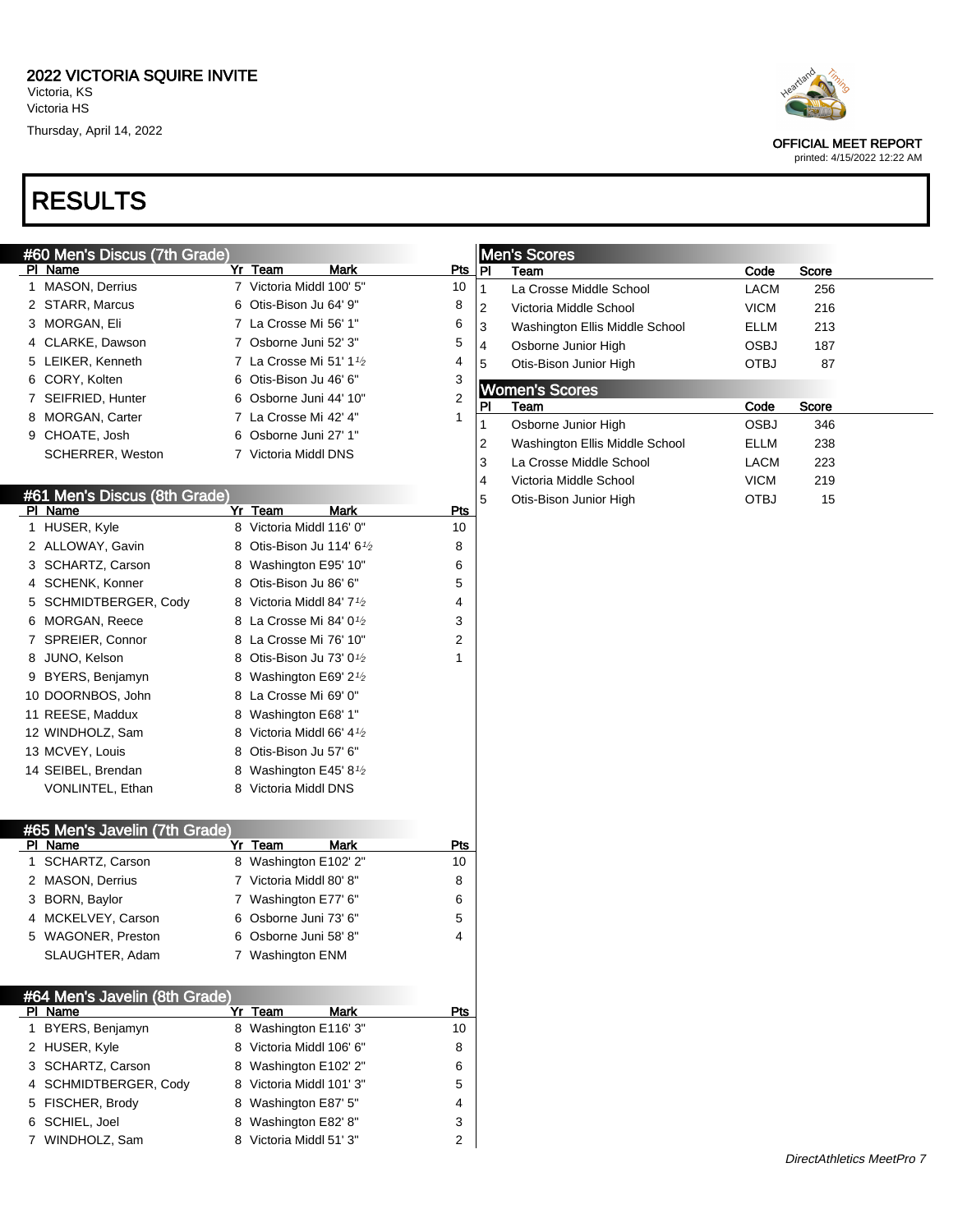## 2022 VICTORIA SQUIRE INVITE

Victoria, KS
Victoria HS
Thursday, April 14, 2022

OFFICIAL MEET REPORT
printed: 4/15/2022 12:22 AM

# RESULTS

### #60 Men's Discus (7th Grade)

| Pl | Name | Yr | Team | Mark | Pts |
|---|---|---|---|---|---|
| 1 | MASON, Derrius | 7 | Victoria Middl | 100' 5" | 10 |
| 2 | STARR, Marcus | 6 | Otis-Bison Ju | 64' 9" | 8 |
| 3 | MORGAN, Eli | 7 | La Crosse Mi | 56' 1" | 6 |
| 4 | CLARKE, Dawson | 7 | Osborne Juni | 52' 3" | 5 |
| 5 | LEIKER, Kenneth | 7 | La Crosse Mi | 51' 1½ | 4 |
| 6 | CORY, Kolten | 6 | Otis-Bison Ju | 46' 6" | 3 |
| 7 | SEIFRIED, Hunter | 6 | Osborne Juni | 44' 10" | 2 |
| 8 | MORGAN, Carter | 7 | La Crosse Mi | 42' 4" | 1 |
| 9 | CHOATE, Josh | 6 | Osborne Juni | 27' 1" | |
| | SCHERRER, Weston | 7 | Victoria Middl | DNS | |

### #61 Men's Discus (8th Grade)

| Pl | Name | Yr | Team | Mark | Pts |
|---|---|---|---|---|---|
| 1 | HUSER, Kyle | 8 | Victoria Middl | 116' 0" | 10 |
| 2 | ALLOWAY, Gavin | 8 | Otis-Bison Ju | 114' 6½ | 8 |
| 3 | SCHARTZ, Carson | 8 | Washington E | 95' 10" | 6 |
| 4 | SCHENK, Konner | 8 | Otis-Bison Ju | 86' 6" | 5 |
| 5 | SCHMIDTBERGER, Cody | 8 | Victoria Middl | 84' 7½ | 4 |
| 6 | MORGAN, Reece | 8 | La Crosse Mi | 84' 0½ | 3 |
| 7 | SPREIER, Connor | 8 | La Crosse Mi | 76' 10" | 2 |
| 8 | JUNO, Kelson | 8 | Otis-Bison Ju | 73' 0½ | 1 |
| 9 | BYERS, Benjamyn | 8 | Washington E | 69' 2½ | |
| 10 | DOORNBOS, John | 8 | La Crosse Mi | 69' 0" | |
| 11 | REESE, Maddux | 8 | Washington E | 68' 1" | |
| 12 | WINDHOLZ, Sam | 8 | Victoria Middl | 66' 4½ | |
| 13 | MCVEY, Louis | 8 | Otis-Bison Ju | 57' 6" | |
| 14 | SEIBEL, Brendan | 8 | Washington E | 45' 8½ | |
| | VONLINTEL, Ethan | 8 | Victoria Middl | DNS | |

### #65 Men's Javelin (7th Grade)

| Pl | Name | Yr | Team | Mark | Pts |
|---|---|---|---|---|---|
| 1 | SCHARTZ, Carson | 8 | Washington E | 102' 2" | 10 |
| 2 | MASON, Derrius | 7 | Victoria Middl | 80' 8" | 8 |
| 3 | BORN, Baylor | 7 | Washington E | 77' 6" | 6 |
| 4 | MCKELVEY, Carson | 6 | Osborne Juni | 73' 6" | 5 |
| 5 | WAGONER, Preston | 6 | Osborne Juni | 58' 8" | 4 |
| | SLAUGHTER, Adam | 7 | Washington E | NM | |

### #64 Men's Javelin (8th Grade)

| Pl | Name | Yr | Team | Mark | Pts |
|---|---|---|---|---|---|
| 1 | BYERS, Benjamyn | 8 | Washington E | 116' 3" | 10 |
| 2 | HUSER, Kyle | 8 | Victoria Middl | 106' 6" | 8 |
| 3 | SCHARTZ, Carson | 8 | Washington E | 102' 2" | 6 |
| 4 | SCHMIDTBERGER, Cody | 8 | Victoria Middl | 101' 3" | 5 |
| 5 | FISCHER, Brody | 8 | Washington E | 87' 5" | 4 |
| 6 | SCHIEL, Joel | 8 | Washington E | 82' 8" | 3 |
| 7 | WINDHOLZ, Sam | 8 | Victoria Middl | 51' 3" | 2 |

### Men's Scores

| Pl | Team | Code | Score |
|---|---|---|---|
| 1 | La Crosse Middle School | LACM | 256 |
| 2 | Victoria Middle School | VICM | 216 |
| 3 | Washington Ellis Middle School | ELLM | 213 |
| 4 | Osborne Junior High | OSBJ | 187 |
| 5 | Otis-Bison Junior High | OTBJ | 87 |

### Women's Scores

| Pl | Team | Code | Score |
|---|---|---|---|
| 1 | Osborne Junior High | OSBJ | 346 |
| 2 | Washington Ellis Middle School | ELLM | 238 |
| 3 | La Crosse Middle School | LACM | 223 |
| 4 | Victoria Middle School | VICM | 219 |
| 5 | Otis-Bison Junior High | OTBJ | 15 |

*DirectAthletics MeetPro 7*